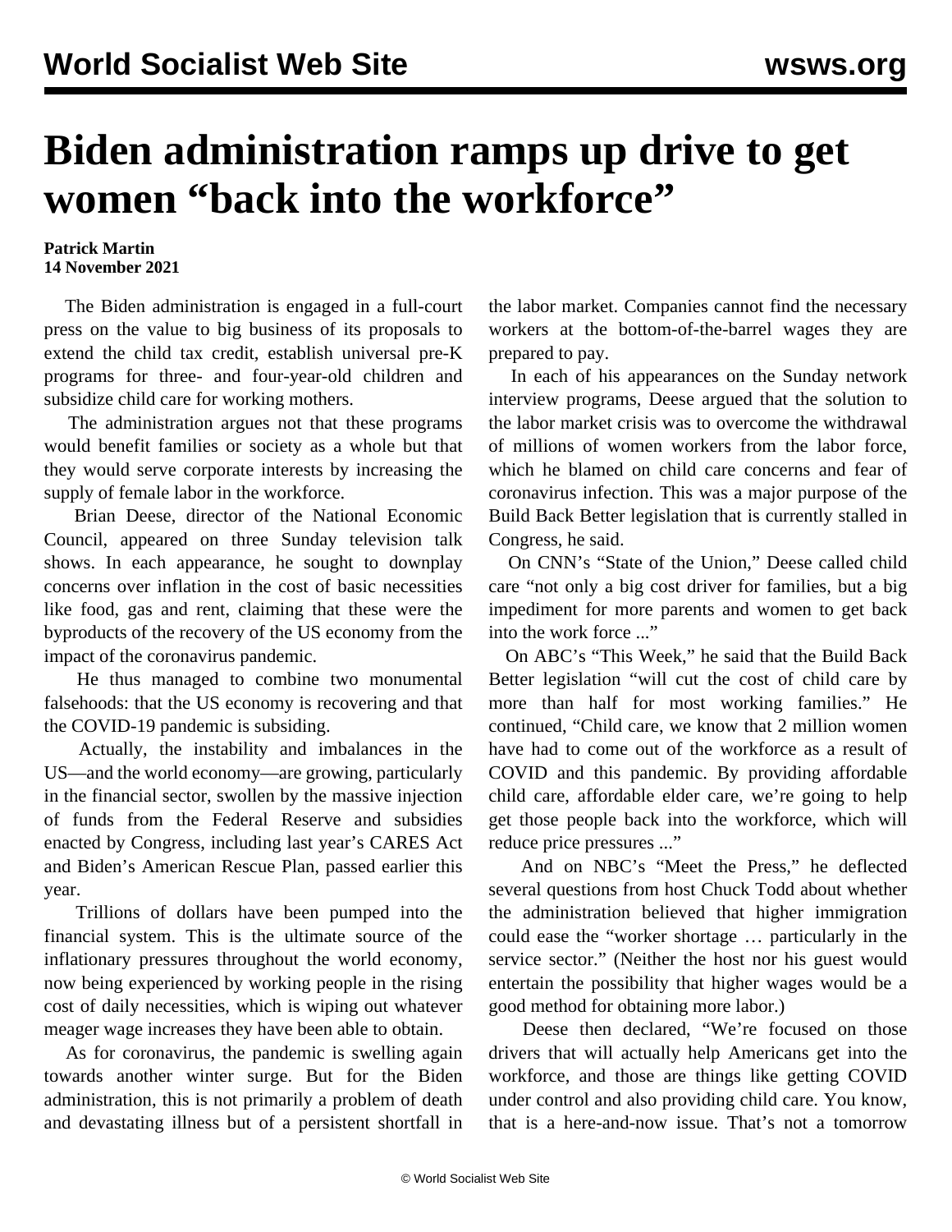# Biden administration ramps up drive to get women "back into the workforce"

**Patrick Martin**
**14 November 2021**

The Biden administration is engaged in a full-court press on the value to big business of its proposals to extend the child tax credit, establish universal pre-K programs for three- and four-year-old children and subsidize child care for working mothers.

The administration argues not that these programs would benefit families or society as a whole but that they would serve corporate interests by increasing the supply of female labor in the workforce.

Brian Deese, director of the National Economic Council, appeared on three Sunday television talk shows. In each appearance, he sought to downplay concerns over inflation in the cost of basic necessities like food, gas and rent, claiming that these were the byproducts of the recovery of the US economy from the impact of the coronavirus pandemic.

He thus managed to combine two monumental falsehoods: that the US economy is recovering and that the COVID-19 pandemic is subsiding.

Actually, the instability and imbalances in the US—and the world economy—are growing, particularly in the financial sector, swollen by the massive injection of funds from the Federal Reserve and subsidies enacted by Congress, including last year's CARES Act and Biden's American Rescue Plan, passed earlier this year.

Trillions of dollars have been pumped into the financial system. This is the ultimate source of the inflationary pressures throughout the world economy, now being experienced by working people in the rising cost of daily necessities, which is wiping out whatever meager wage increases they have been able to obtain.

As for coronavirus, the pandemic is swelling again towards another winter surge. But for the Biden administration, this is not primarily a problem of death and devastating illness but of a persistent shortfall in the labor market. Companies cannot find the necessary workers at the bottom-of-the-barrel wages they are prepared to pay.

In each of his appearances on the Sunday network interview programs, Deese argued that the solution to the labor market crisis was to overcome the withdrawal of millions of women workers from the labor force, which he blamed on child care concerns and fear of coronavirus infection. This was a major purpose of the Build Back Better legislation that is currently stalled in Congress, he said.

On CNN's "State of the Union," Deese called child care "not only a big cost driver for families, but a big impediment for more parents and women to get back into the work force ..."

On ABC's "This Week," he said that the Build Back Better legislation "will cut the cost of child care by more than half for most working families." He continued, "Child care, we know that 2 million women have had to come out of the workforce as a result of COVID and this pandemic. By providing affordable child care, affordable elder care, we're going to help get those people back into the workforce, which will reduce price pressures ..."

And on NBC's "Meet the Press," he deflected several questions from host Chuck Todd about whether the administration believed that higher immigration could ease the "worker shortage … particularly in the service sector." (Neither the host nor his guest would entertain the possibility that higher wages would be a good method for obtaining more labor.)

Deese then declared, "We're focused on those drivers that will actually help Americans get into the workforce, and those are things like getting COVID under control and also providing child care. You know, that is a here-and-now issue. That's not a tomorrow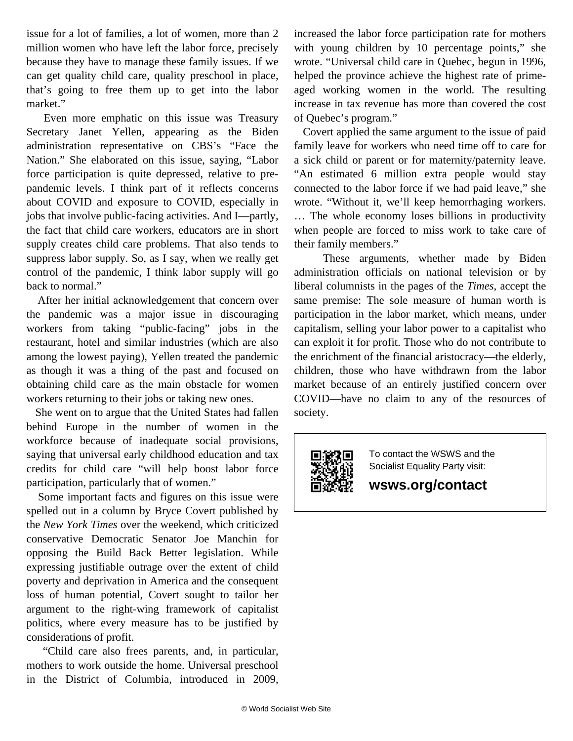issue for a lot of families, a lot of women, more than 2 million women who have left the labor force, precisely because they have to manage these family issues. If we can get quality child care, quality preschool in place, that's going to free them up to get into the labor market."

Even more emphatic on this issue was Treasury Secretary Janet Yellen, appearing as the Biden administration representative on CBS's "Face the Nation." She elaborated on this issue, saying, "Labor force participation is quite depressed, relative to pre-pandemic levels. I think part of it reflects concerns about COVID and exposure to COVID, especially in jobs that involve public-facing activities. And I—partly, the fact that child care workers, educators are in short supply creates child care problems. That also tends to suppress labor supply. So, as I say, when we really get control of the pandemic, I think labor supply will go back to normal."

After her initial acknowledgement that concern over the pandemic was a major issue in discouraging workers from taking "public-facing" jobs in the restaurant, hotel and similar industries (which are also among the lowest paying), Yellen treated the pandemic as though it was a thing of the past and focused on obtaining child care as the main obstacle for women workers returning to their jobs or taking new ones.

She went on to argue that the United States had fallen behind Europe in the number of women in the workforce because of inadequate social provisions, saying that universal early childhood education and tax credits for child care "will help boost labor force participation, particularly that of women."

Some important facts and figures on this issue were spelled out in a column by Bryce Covert published by the *New York Times* over the weekend, which criticized conservative Democratic Senator Joe Manchin for opposing the Build Back Better legislation. While expressing justifiable outrage over the extent of child poverty and deprivation in America and the consequent loss of human potential, Covert sought to tailor her argument to the right-wing framework of capitalist politics, where every measure has to be justified by considerations of profit.

"Child care also frees parents, and, in particular, mothers to work outside the home. Universal preschool in the District of Columbia, introduced in 2009, increased the labor force participation rate for mothers with young children by 10 percentage points," she wrote. "Universal child care in Quebec, begun in 1996, helped the province achieve the highest rate of prime-aged working women in the world. The resulting increase in tax revenue has more than covered the cost of Quebec's program."

Covert applied the same argument to the issue of paid family leave for workers who need time off to care for a sick child or parent or for maternity/paternity leave. "An estimated 6 million extra people would stay connected to the labor force if we had paid leave," she wrote. "Without it, we'll keep hemorrhaging workers. … The whole economy loses billions in productivity when people are forced to miss work to take care of their family members."

These arguments, whether made by Biden administration officials on national television or by liberal columnists in the pages of the *Times*, accept the same premise: The sole measure of human worth is participation in the labor market, which means, under capitalism, selling your labor power to a capitalist who can exploit it for profit. Those who do not contribute to the enrichment of the financial aristocracy—the elderly, children, those who have withdrawn from the labor market because of an entirely justified concern over COVID—have no claim to any of the resources of society.

To contact the WSWS and the Socialist Equality Party visit:

**wsws.org/contact**